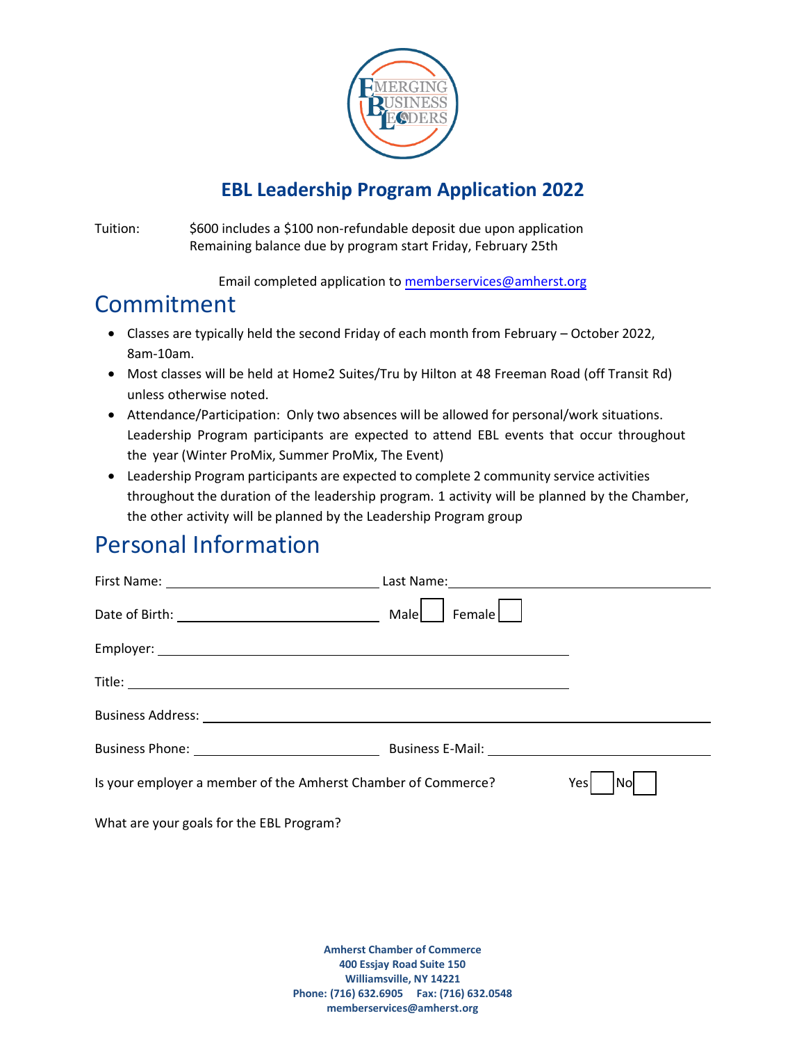# EBL Leadership Program Application 2022

Tuition: $600 includes a $100 non-refundable deposit due upon application
Remaining balance due by program start Friday, February 25th

Email completed application to memberservices@amherst.org

## Commitment

- Classes are typically held the second Friday of each month from February – October 2022, 8am-10am.
- Most classes will be held at Home2 Suites/Tru by Hilton at 48 Freeman Road (off Transit Rd) unless otherwise noted.
- Attendance/Participation: Only two absences will be allowed for personal/work situations. Leadership Program participants are expected to attend EBL events that occur throughout the year (Winter ProMix, Summer ProMix, The Event)
- Leadership Program participants are expected to complete 2 community service activities throughout the duration of the leadership program. 1 activity will be planned by the Chamber, the other activity will be planned by the Leadership Program group

## Personal Information

First Name: ______________________ Last Name: ______________________

Date of Birth: ______________________ Male ☐ Female ☐

Employer: ______________________

Title: ______________________

Business Address: ______________________

Business Phone: ______________________ Business E-Mail: ______________________

Is your employer a member of the Amherst Chamber of Commerce? Yes ☐ No ☐

What are your goals for the EBL Program?

**Amherst Chamber of Commerce**
**400 Essjay Road Suite 150**
**Williamsville, NY 14221**
**Phone: (716) 632.6905 Fax: (716) 632.0548**
**memberservices@amherst.org**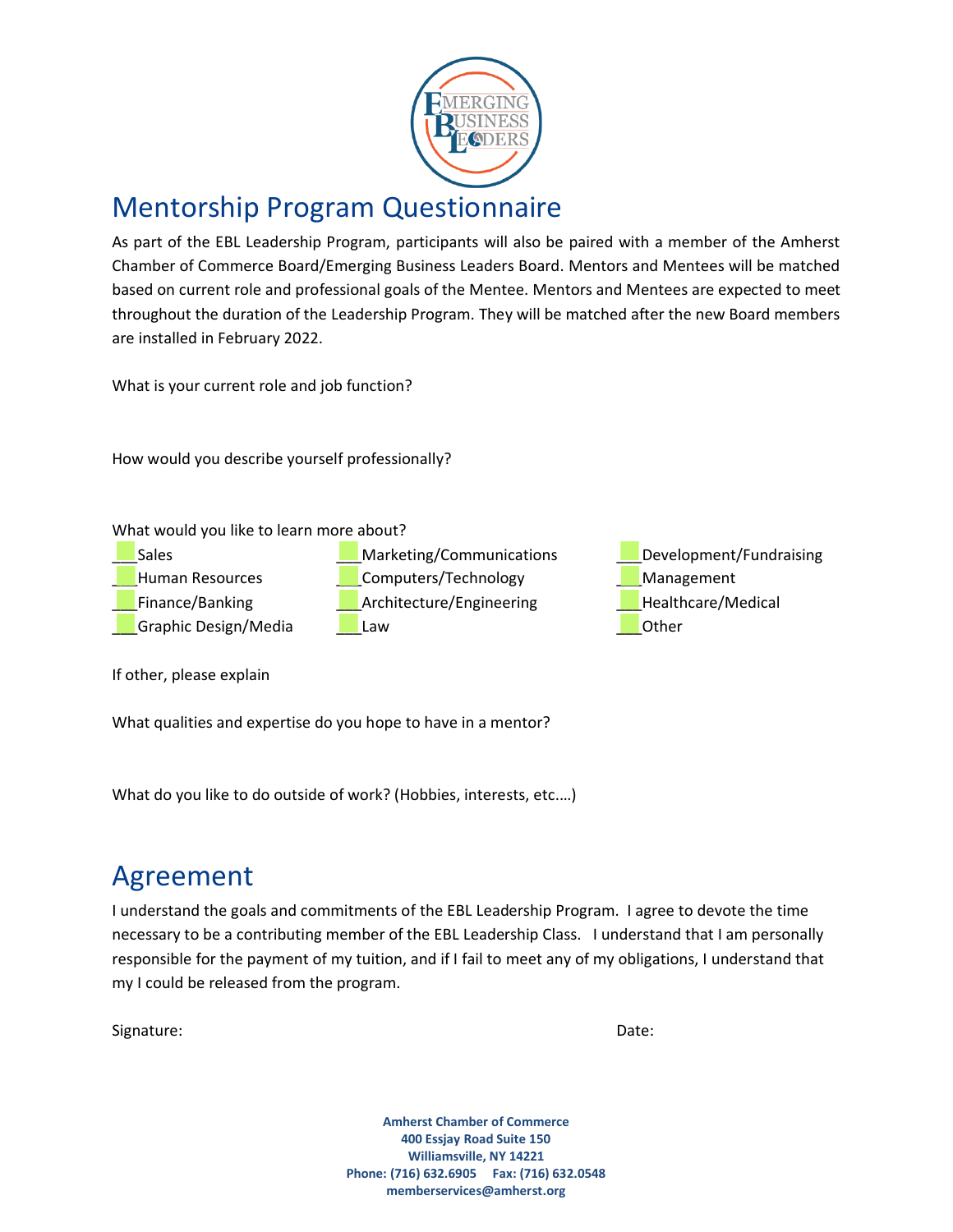# Mentorship Program Questionnaire

As part of the EBL Leadership Program, participants will also be paired with a member of the Amherst Chamber of Commerce Board/Emerging Business Leaders Board. Mentors and Mentees will be matched based on current role and professional goals of the Mentee. Mentors and Mentees are expected to meet throughout the duration of the Leadership Program. They will be matched after the new Board members are installed in February 2022.

What is your current role and job function?

How would you describe yourself professionally?

What would you like to learn more about?

___Sales
___Human Resources
___Finance/Banking
___Graphic Design/Media
___Marketing/Communications
___Computers/Technology
___Architecture/Engineering
___Law
___Development/Fundraising
___Management
___Healthcare/Medical
___Other

If other, please explain

What qualities and expertise do you hope to have in a mentor?

What do you like to do outside of work? (Hobbies, interests, etc.…)

# Agreement

I understand the goals and commitments of the EBL Leadership Program. I agree to devote the time necessary to be a contributing member of the EBL Leadership Class. I understand that I am personally responsible for the payment of my tuition, and if I fail to meet any of my obligations, I understand that my I could be released from the program.

Signature: Date:

**Amherst Chamber of Commerce**
**400 Essjay Road Suite 150**
**Williamsville, NY 14221**
**Phone: (716) 632.6905 Fax: (716) 632.0548**
**memberservices@amherst.org**